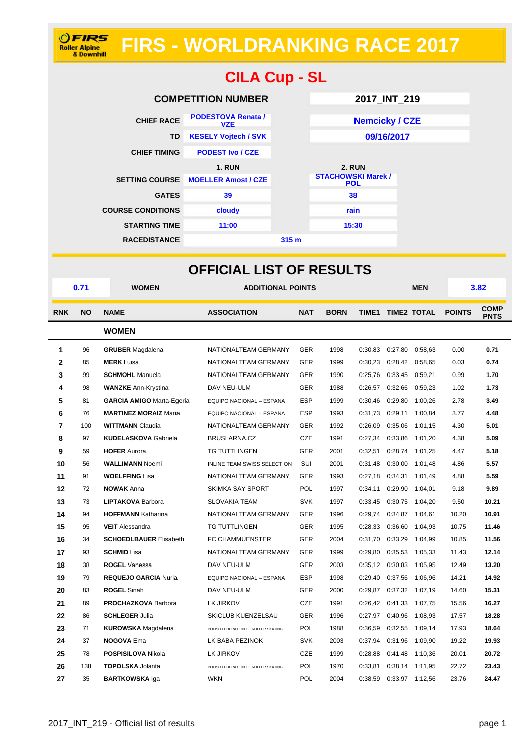FIRS Roller Alpine & Downhill

# FIRS - WORLDRANKING RACE 2017

## CILA Cup - SL

| | 1. RUN | 2. RUN |
|---|---|---|
| COMPETITION NUMBER | 2017_INT_219 | |
| CHIEF RACE | PODESTOVA Renata / VZE | Nemcicky / CZE |
| TD | KESELY Vojtech / SVK | 09/16/2017 |
| CHIEF TIMING | PODEST Ivo / CZE | |
| SETTING COURSE | MOELLER Amost / CZE | STACHOWSKI Marek / POL |
| GATES | 39 | 38 |
| COURSE CONDITIONS | cloudy | rain |
| STARTING TIME | 11:00 | 15:30 |
| RACEDISTANCE | 315 m | |

## OFFICIAL LIST OF RESULTS

| 0.71 | WOMEN | ADDITIONAL POINTS | MEN | 3.82 |
|---|---|---|---|---|

| RNK | NO | NAME | ASSOCIATION | NAT | BORN | TIME1 | TIME2 | TOTAL | POINTS | COMP PNTS |
|---|---|---|---|---|---|---|---|---|---|---|
| | | **WOMEN** | | | | | | | | |
| 1 | 96 | **GRUBER** Magdalena | NATIONALTEAM GERMANY | GER | 1998 | 0:30,83 | 0:27,80 | 0:58,63 | 0.00 | 0.71 |
| 2 | 85 | **MERK** Luisa | NATIONALTEAM GERMANY | GER | 1999 | 0:30,23 | 0:28,42 | 0:58,65 | 0.03 | 0.74 |
| 3 | 99 | **SCHMOHL** Manuela | NATIONALTEAM GERMANY | GER | 1990 | 0:25,76 | 0:33,45 | 0:59,21 | 0.99 | 1.70 |
| 4 | 98 | **WANZKE** Ann-Krystina | DAV NEU-ULM | GER | 1988 | 0:26,57 | 0:32,66 | 0:59,23 | 1.02 | 1.73 |
| 5 | 81 | **GARCIA AMIGO** Marta-Egeria | EQUIPO NACIONAL – ESPANA | ESP | 1999 | 0:30,46 | 0:29,80 | 1:00,26 | 2.78 | 3.49 |
| 6 | 76 | **MARTINEZ MORAIZ** Maria | EQUIPO NACIONAL – ESPANA | ESP | 1993 | 0:31,73 | 0:29,11 | 1:00,84 | 3.77 | 4.48 |
| 7 | 100 | **WITTMANN** Claudia | NATIONALTEAM GERMANY | GER | 1992 | 0:26,09 | 0:35,06 | 1:01,15 | 4.30 | 5.01 |
| 8 | 97 | **KUDELASKOVA** Gabriela | BRUSLARNA.CZ | CZE | 1991 | 0:27,34 | 0:33,86 | 1:01,20 | 4.38 | 5.09 |
| 9 | 59 | **HOFER** Aurora | TG TUTTLINGEN | GER | 2001 | 0:32,51 | 0:28,74 | 1:01,25 | 4.47 | 5.18 |
| 10 | 56 | **WALLIMANN** Noemi | INLINE TEAM SWISS SELECTION | SUI | 2001 | 0:31,48 | 0:30,00 | 1:01,48 | 4.86 | 5.57 |
| 11 | 91 | **WOELFFING** Lisa | NATIONALTEAM GERMANY | GER | 1993 | 0:27,18 | 0:34,31 | 1:01,49 | 4.88 | 5.59 |
| 12 | 72 | **NOWAK** Anna | SKIMKA SAY SPORT | POL | 1997 | 0:34,11 | 0:29,90 | 1:04,01 | 9.18 | 9.89 |
| 13 | 73 | **LIPTAKOVA** Barbora | SLOVAKIA TEAM | SVK | 1997 | 0:33,45 | 0:30,75 | 1:04,20 | 9.50 | 10.21 |
| 14 | 94 | **HOFFMANN** Katharina | NATIONALTEAM GERMANY | GER | 1996 | 0:29,74 | 0:34,87 | 1:04,61 | 10.20 | 10.91 |
| 15 | 95 | **VEIT** Alessandra | TG TUTTLINGEN | GER | 1995 | 0:28,33 | 0:36,60 | 1:04,93 | 10.75 | 11.46 |
| 16 | 34 | **SCHOEDLBAUER** Elisabeth | FC CHAMMUENSTER | GER | 2004 | 0:31,70 | 0:33,29 | 1:04,99 | 10.85 | 11.56 |
| 17 | 93 | **SCHMID** Lisa | NATIONALTEAM GERMANY | GER | 1999 | 0:29,80 | 0:35,53 | 1:05,33 | 11.43 | 12.14 |
| 18 | 38 | **ROGEL** Vanessa | DAV NEU-ULM | GER | 2003 | 0:35,12 | 0:30,83 | 1:05,95 | 12.49 | 13.20 |
| 19 | 79 | **REQUEJO GARCIA** Nuria | EQUIPO NACIONAL – ESPANA | ESP | 1998 | 0:29,40 | 0:37,56 | 1:06,96 | 14.21 | 14.92 |
| 20 | 83 | **ROGEL** Sinah | DAV NEU-ULM | GER | 2000 | 0:29,87 | 0:37,32 | 1:07,19 | 14.60 | 15.31 |
| 21 | 89 | **PROCHAZKOVA** Barbora | LK JIRKOV | CZE | 1991 | 0:26,42 | 0:41,33 | 1:07,75 | 15.56 | 16.27 |
| 22 | 86 | **SCHLEGER** Julia | SKICLUB KUENZELSAU | GER | 1996 | 0:27,97 | 0:40,96 | 1:08,93 | 17.57 | 18.28 |
| 23 | 71 | **KUROWSKA** Magdalena | POLISH FEDERATION OF ROLLER SKATING | POL | 1988 | 0:36,59 | 0:32,55 | 1:09,14 | 17.93 | 18.64 |
| 24 | 37 | **NOGOVA** Ema | LK BABA PEZINOK | SVK | 2003 | 0:37,94 | 0:31,96 | 1:09,90 | 19.22 | 19.93 |
| 25 | 78 | **POSPISILOVA** Nikola | LK JIRKOV | CZE | 1999 | 0:28,88 | 0:41,48 | 1:10,36 | 20.01 | 20.72 |
| 26 | 138 | **TOPOLSKA** Jolanta | POLISH FEDERATION OF ROLLER SKATING | POL | 1970 | 0:33,81 | 0:38,14 | 1:11,95 | 22.72 | 23.43 |
| 27 | 35 | **BARTKOWSKA** Iga | WKN | POL | 2004 | 0:38,59 | 0:33,97 | 1:12,56 | 23.76 | 24.47 |

2017_INT_219 - Official list of results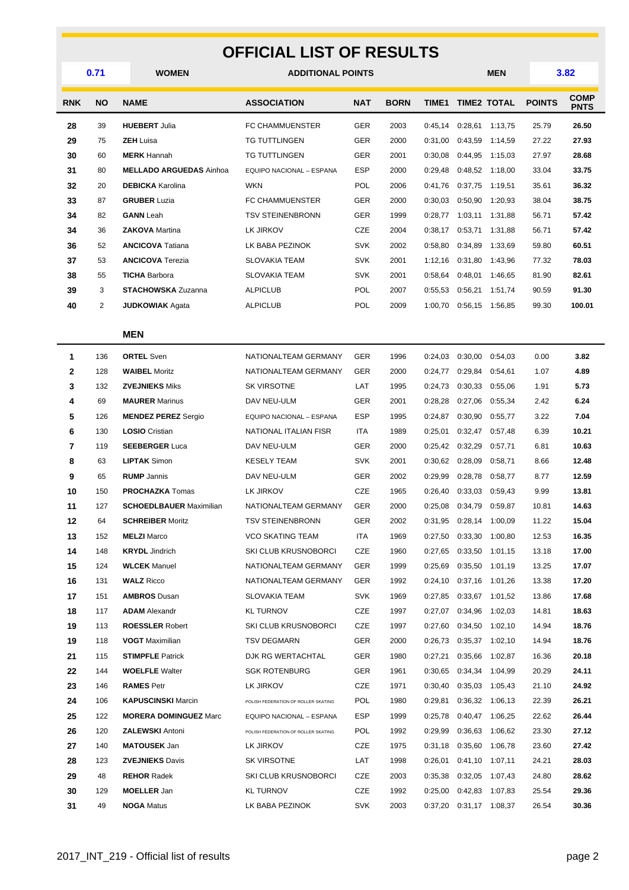# OFFICIAL LIST OF RESULTS

| 0.71 | WOMEN | ADDITIONAL POINTS | MEN | 3.82 |
|---|---|---|---|---|

| RNK | NO | NAME | ASSOCIATION | NAT | BORN | TIME1 | TIME2 | TOTAL | POINTS | COMP PNTS |
|---|---|---|---|---|---|---|---|---|---|---|
| 28 | 39 | **HUEBERT** Julia | FC CHAMMUENSTER | GER | 2003 | 0:45,14 | 0:28,61 | 1:13,75 | 25.79 | **26.50** |
| 29 | 75 | **ZEH** Luisa | TG TUTTLINGEN | GER | 2000 | 0:31,00 | 0:43,59 | 1:14,59 | 27.22 | **27.93** |
| 30 | 60 | **MERK** Hannah | TG TUTTLINGEN | GER | 2001 | 0:30,08 | 0:44,95 | 1:15,03 | 27.97 | **28.68** |
| 31 | 80 | **MELLADO ARGUEDAS** Ainhoa | EQUIPO NACIONAL – ESPANA | ESP | 2000 | 0:29,48 | 0:48,52 | 1:18,00 | 33.04 | **33.75** |
| 32 | 20 | **DEBICKA** Karolina | WKN | POL | 2006 | 0:41,76 | 0:37,75 | 1:19,51 | 35.61 | **36.32** |
| 33 | 87 | **GRUBER** Luzia | FC CHAMMUENSTER | GER | 2000 | 0:30,03 | 0:50,90 | 1:20,93 | 38.04 | **38.75** |
| 34 | 82 | **GANN** Leah | TSV STEINENBRONN | GER | 1999 | 0:28,77 | 1:03,11 | 1:31,88 | 56.71 | **57.42** |
| 34 | 36 | **ZAKOVA** Martina | LK JIRKOV | CZE | 2004 | 0:38,17 | 0:53,71 | 1:31,88 | 56.71 | **57.42** |
| 36 | 52 | **ANCICOVA** Tatiana | LK BABA PEZINOK | SVK | 2002 | 0:58,80 | 0:34,89 | 1:33,69 | 59.80 | **60.51** |
| 37 | 53 | **ANCICOVA** Terezia | SLOVAKIA TEAM | SVK | 2001 | 1:12,16 | 0:31,80 | 1:43,96 | 77.32 | **78.03** |
| 38 | 55 | **TICHA** Barbora | SLOVAKIA TEAM | SVK | 2001 | 0:58,64 | 0:48,01 | 1:46,65 | 81.90 | **82.61** |
| 39 | 3 | **STACHOWSKA** Zuzanna | ALPICLUB | POL | 2007 | 0:55,53 | 0:56,21 | 1:51,74 | 90.59 | **91.30** |
| 40 | 2 | **JUDKOWIAK** Agata | ALPICLUB | POL | 2009 | 1:00,70 | 0:56,15 | 1:56,85 | 99.30 | **100.01** |

## MEN

| RNK | NO | NAME | ASSOCIATION | NAT | BORN | TIME1 | TIME2 | TOTAL | POINTS | COMP PNTS |
|---|---|---|---|---|---|---|---|---|---|---|
| 1 | 136 | **ORTEL** Sven | NATIONALTEAM GERMANY | GER | 1996 | 0:24,03 | 0:30,00 | 0:54,03 | 0.00 | **3.82** |
| 2 | 128 | **WAIBEL** Moritz | NATIONALTEAM GERMANY | GER | 2000 | 0:24,77 | 0:29,84 | 0:54,61 | 1.07 | **4.89** |
| 3 | 132 | **ZVEJNIEKS** Miks | SK VIRSOTNE | LAT | 1995 | 0:24,73 | 0:30,33 | 0:55,06 | 1.91 | **5.73** |
| 4 | 69 | **MAURER** Marinus | DAV NEU-ULM | GER | 2001 | 0:28,28 | 0:27,06 | 0:55,34 | 2.42 | **6.24** |
| 5 | 126 | **MENDEZ PEREZ** Sergio | EQUIPO NACIONAL – ESPANA | ESP | 1995 | 0:24,87 | 0:30,90 | 0:55,77 | 3.22 | **7.04** |
| 6 | 130 | **LOSIO** Cristian | NATIONAL ITALIAN FISR | ITA | 1989 | 0:25,01 | 0:32,47 | 0:57,48 | 6.39 | **10.21** |
| 7 | 119 | **SEEBERGER** Luca | DAV NEU-ULM | GER | 2000 | 0:25,42 | 0:32,29 | 0:57,71 | 6.81 | **10.63** |
| 8 | 63 | **LIPTAK** Simon | KESELY TEAM | SVK | 2001 | 0:30,62 | 0:28,09 | 0:58,71 | 8.66 | **12.48** |
| 9 | 65 | **RUMP** Jannis | DAV NEU-ULM | GER | 2002 | 0:29,99 | 0:28,78 | 0:58,77 | 8.77 | **12.59** |
| 10 | 150 | **PROCHAZKA** Tomas | LK JIRKOV | CZE | 1965 | 0:26,40 | 0:33,03 | 0:59,43 | 9.99 | **13.81** |
| 11 | 127 | **SCHOEDLBAUER** Maximilian | NATIONALTEAM GERMANY | GER | 2000 | 0:25,08 | 0:34,79 | 0:59,87 | 10.81 | **14.63** |
| 12 | 64 | **SCHREIBER** Moritz | TSV STEINENBRONN | GER | 2002 | 0:31,95 | 0:28,14 | 1:00,09 | 11.22 | **15.04** |
| 13 | 152 | **MELZI** Marco | VCO SKATING TEAM | ITA | 1969 | 0:27,50 | 0:33,30 | 1:00,80 | 12.53 | **16.35** |
| 14 | 148 | **KRYDL** Jindrich | SKI CLUB KRUSNOBORCI | CZE | 1960 | 0:27,65 | 0:33,50 | 1:01,15 | 13.18 | **17.00** |
| 15 | 124 | **WLCEK** Manuel | NATIONALTEAM GERMANY | GER | 1999 | 0:25,69 | 0:35,50 | 1:01,19 | 13.25 | **17.07** |
| 16 | 131 | **WALZ** Ricco | NATIONALTEAM GERMANY | GER | 1992 | 0:24,10 | 0:37,16 | 1:01,26 | 13.38 | **17.20** |
| 17 | 151 | **AMBROS** Dusan | SLOVAKIA TEAM | SVK | 1969 | 0:27,85 | 0:33,67 | 1:01,52 | 13.86 | **17.68** |
| 18 | 117 | **ADAM** Alexandr | KL TURNOV | CZE | 1997 | 0:27,07 | 0:34,96 | 1:02,03 | 14.81 | **18.63** |
| 19 | 113 | **ROESSLER** Robert | SKI CLUB KRUSNOBORCI | CZE | 1997 | 0:27,60 | 0:34,50 | 1:02,10 | 14.94 | **18.76** |
| 19 | 118 | **VOGT** Maximilian | TSV DEGMARN | GER | 2000 | 0:26,73 | 0:35,37 | 1:02,10 | 14.94 | **18.76** |
| 21 | 115 | **STIMPFLE** Patrick | DJK RG WERTACHTAL | GER | 1980 | 0:27,21 | 0:35,66 | 1:02,87 | 16.36 | **20.18** |
| 22 | 144 | **WOELFLE** Walter | SGK ROTENBURG | GER | 1961 | 0:30,65 | 0:34,34 | 1:04,99 | 20.29 | **24.11** |
| 23 | 146 | **RAMES** Petr | LK JIRKOV | CZE | 1971 | 0:30,40 | 0:35,03 | 1:05,43 | 21.10 | **24.92** |
| 24 | 106 | **KAPUSCINSKI** Marcin | POLISH FEDERATION OF ROLLER SKATING | POL | 1980 | 0:29,81 | 0:36,32 | 1:06,13 | 22.39 | **26.21** |
| 25 | 122 | **MORERA DOMINGUEZ** Marc | EQUIPO NACIONAL – ESPANA | ESP | 1999 | 0:25,78 | 0:40,47 | 1:06,25 | 22.62 | **26.44** |
| 26 | 120 | **ZALEWSKI** Antoni | POLISH FEDERATION OF ROLLER SKATING | POL | 1992 | 0:29,99 | 0:36,63 | 1:06,62 | 23.30 | **27.12** |
| 27 | 140 | **MATOUSEK** Jan | LK JIRKOV | CZE | 1975 | 0:31,18 | 0:35,60 | 1:06,78 | 23.60 | **27.42** |
| 28 | 123 | **ZVEJNIEKS** Davis | SK VIRSOTNE | LAT | 1998 | 0:26,01 | 0:41,10 | 1:07,11 | 24.21 | **28.03** |
| 29 | 48 | **REHOR** Radek | SKI CLUB KRUSNOBORCI | CZE | 2003 | 0:35,38 | 0:32,05 | 1:07,43 | 24.80 | **28.62** |
| 30 | 129 | **MOELLER** Jan | KL TURNOV | CZE | 1992 | 0:25,00 | 0:42,83 | 1:07,83 | 25.54 | **29.36** |
| 31 | 49 | **NOGA** Matus | LK BABA PEZINOK | SVK | 2003 | 0:37,20 | 0:31,17 | 1:08,37 | 26.54 | **30.36** |

2017_INT_219 - Official list of results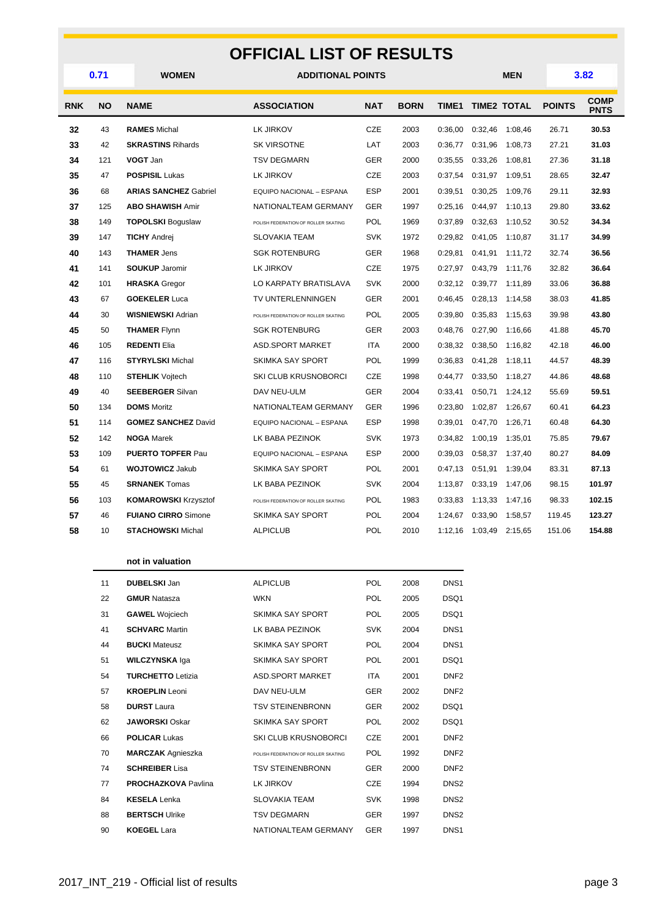# OFFICIAL LIST OF RESULTS

| 0.71 | WOMEN | ADDITIONAL POINTS | MEN | 3.82 |
|---|---|---|---|---|

| RNK | NO | NAME | ASSOCIATION | NAT | BORN | TIME1 | TIME2 | TOTAL | POINTS | COMP PNTS |
|---|---|---|---|---|---|---|---|---|---|---|
| 32 | 43 | **RAMES** Michal | LK JIRKOV | CZE | 2003 | 0:36,00 | 0:32,46 | 1:08,46 | 26.71 | **30.53** |
| 33 | 42 | **SKRASTINS** Rihards | SK VIRSOTNE | LAT | 2003 | 0:36,77 | 0:31,96 | 1:08,73 | 27.21 | **31.03** |
| 34 | 121 | **VOGT** Jan | TSV DEGMARN | GER | 2000 | 0:35,55 | 0:33,26 | 1:08,81 | 27.36 | **31.18** |
| 35 | 47 | **POSPISIL** Lukas | LK JIRKOV | CZE | 2003 | 0:37,54 | 0:31,97 | 1:09,51 | 28.65 | **32.47** |
| 36 | 68 | **ARIAS SANCHEZ** Gabriel | EQUIPO NACIONAL – ESPANA | ESP | 2001 | 0:39,51 | 0:30,25 | 1:09,76 | 29.11 | **32.93** |
| 37 | 125 | **ABO SHAWISH** Amir | NATIONALTEAM GERMANY | GER | 1997 | 0:25,16 | 0:44,97 | 1:10,13 | 29.80 | **33.62** |
| 38 | 149 | **TOPOLSKI** Boguslaw | POLISH FEDERATION OF ROLLER SKATING | POL | 1969 | 0:37,89 | 0:32,63 | 1:10,52 | 30.52 | **34.34** |
| 39 | 147 | **TICHY** Andrej | SLOVAKIA TEAM | SVK | 1972 | 0:29,82 | 0:41,05 | 1:10,87 | 31.17 | **34.99** |
| 40 | 143 | **THAMER** Jens | SGK ROTENBURG | GER | 1968 | 0:29,81 | 0:41,91 | 1:11,72 | 32.74 | **36.56** |
| 41 | 141 | **SOUKUP** Jaromir | LK JIRKOV | CZE | 1975 | 0:27,97 | 0:43,79 | 1:11,76 | 32.82 | **36.64** |
| 42 | 101 | **HRASKA** Gregor | LO KARPATY BRATISLAVA | SVK | 2000 | 0:32,12 | 0:39,77 | 1:11,89 | 33.06 | **36.88** |
| 43 | 67 | **GOEKELER** Luca | TV UNTERLENNINGEN | GER | 2001 | 0:46,45 | 0:28,13 | 1:14,58 | 38.03 | **41.85** |
| 44 | 30 | **WISNIEWSKI** Adrian | POLISH FEDERATION OF ROLLER SKATING | POL | 2005 | 0:39,80 | 0:35,83 | 1:15,63 | 39.98 | **43.80** |
| 45 | 50 | **THAMER** Flynn | SGK ROTENBURG | GER | 2003 | 0:48,76 | 0:27,90 | 1:16,66 | 41.88 | **45.70** |
| 46 | 105 | **REDENTI** Elia | ASD.SPORT MARKET | ITA | 2000 | 0:38,32 | 0:38,50 | 1:16,82 | 42.18 | **46.00** |
| 47 | 116 | **STYRYLSKI** Michal | SKIMKA SAY SPORT | POL | 1999 | 0:36,83 | 0:41,28 | 1:18,11 | 44.57 | **48.39** |
| 48 | 110 | **STEHLIK** Vojtech | SKI CLUB KRUSNOBORCI | CZE | 1998 | 0:44,77 | 0:33,50 | 1:18,27 | 44.86 | **48.68** |
| 49 | 40 | **SEEBERGER** Silvan | DAV NEU-ULM | GER | 2004 | 0:33,41 | 0:50,71 | 1:24,12 | 55.69 | **59.51** |
| 50 | 134 | **DOMS** Moritz | NATIONALTEAM GERMANY | GER | 1996 | 0:23,80 | 1:02,87 | 1:26,67 | 60.41 | **64.23** |
| 51 | 114 | **GOMEZ SANCHEZ** David | EQUIPO NACIONAL – ESPANA | ESP | 1998 | 0:39,01 | 0:47,70 | 1:26,71 | 60.48 | **64.30** |
| 52 | 142 | **NOGA** Marek | LK BABA PEZINOK | SVK | 1973 | 0:34,82 | 1:00,19 | 1:35,01 | 75.85 | **79.67** |
| 53 | 109 | **PUERTO TOPFER** Pau | EQUIPO NACIONAL – ESPANA | ESP | 2000 | 0:39,03 | 0:58,37 | 1:37,40 | 80.27 | **84.09** |
| 54 | 61 | **WOJTOWICZ** Jakub | SKIMKA SAY SPORT | POL | 2001 | 0:47,13 | 0:51,91 | 1:39,04 | 83.31 | **87.13** |
| 55 | 45 | **SRNANEK** Tomas | LK BABA PEZINOK | SVK | 2004 | 1:13,87 | 0:33,19 | 1:47,06 | 98.15 | **101.97** |
| 56 | 103 | **KOMAROWSKI** Krzysztof | POLISH FEDERATION OF ROLLER SKATING | POL | 1983 | 0:33,83 | 1:13,33 | 1:47,16 | 98.33 | **102.15** |
| 57 | 46 | **FUIANO CIRRO** Simone | SKIMKA SAY SPORT | POL | 2004 | 1:24,67 | 0:33,90 | 1:58,57 | 119.45 | **123.27** |
| 58 | 10 | **STACHOWSKI** Michal | ALPICLUB | POL | 2010 | 1:12,16 | 1:03,49 | 2:15,65 | 151.06 | **154.88** |

**not in valuation**

| NO | NAME | ASSOCIATION | NAT | BORN | STATUS |
|---|---|---|---|---|---|
| 11 | **DUBELSKI** Jan | ALPICLUB | POL | 2008 | DNS1 |
| 22 | **GMUR** Natasza | WKN | POL | 2005 | DSQ1 |
| 31 | **GAWEL** Wojciech | SKIMKA SAY SPORT | POL | 2005 | DSQ1 |
| 41 | **SCHVARC** Martin | LK BABA PEZINOK | SVK | 2004 | DNS1 |
| 44 | **BUCKI** Mateusz | SKIMKA SAY SPORT | POL | 2004 | DNS1 |
| 51 | **WILCZYNSKA** Iga | SKIMKA SAY SPORT | POL | 2001 | DSQ1 |
| 54 | **TURCHETTO** Letizia | ASD.SPORT MARKET | ITA | 2001 | DNF2 |
| 57 | **KROEPLIN** Leoni | DAV NEU-ULM | GER | 2002 | DNF2 |
| 58 | **DURST** Laura | TSV STEINENBRONN | GER | 2002 | DSQ1 |
| 62 | **JAWORSKI** Oskar | SKIMKA SAY SPORT | POL | 2002 | DSQ1 |
| 66 | **POLICAR** Lukas | SKI CLUB KRUSNOBORCI | CZE | 2001 | DNF2 |
| 70 | **MARCZAK** Agnieszka | POLISH FEDERATION OF ROLLER SKATING | POL | 1992 | DNF2 |
| 74 | **SCHREIBER** Lisa | TSV STEINENBRONN | GER | 2000 | DNF2 |
| 77 | **PROCHAZKOVA** Pavlina | LK JIRKOV | CZE | 1994 | DNS2 |
| 84 | **KESELA** Lenka | SLOVAKIA TEAM | SVK | 1998 | DNS2 |
| 88 | **BERTSCH** Ulrike | TSV DEGMARN | GER | 1997 | DNS2 |
| 90 | **KOEGEL** Lara | NATIONALTEAM GERMANY | GER | 1997 | DNS1 |

2017_INT_219 - Official list of results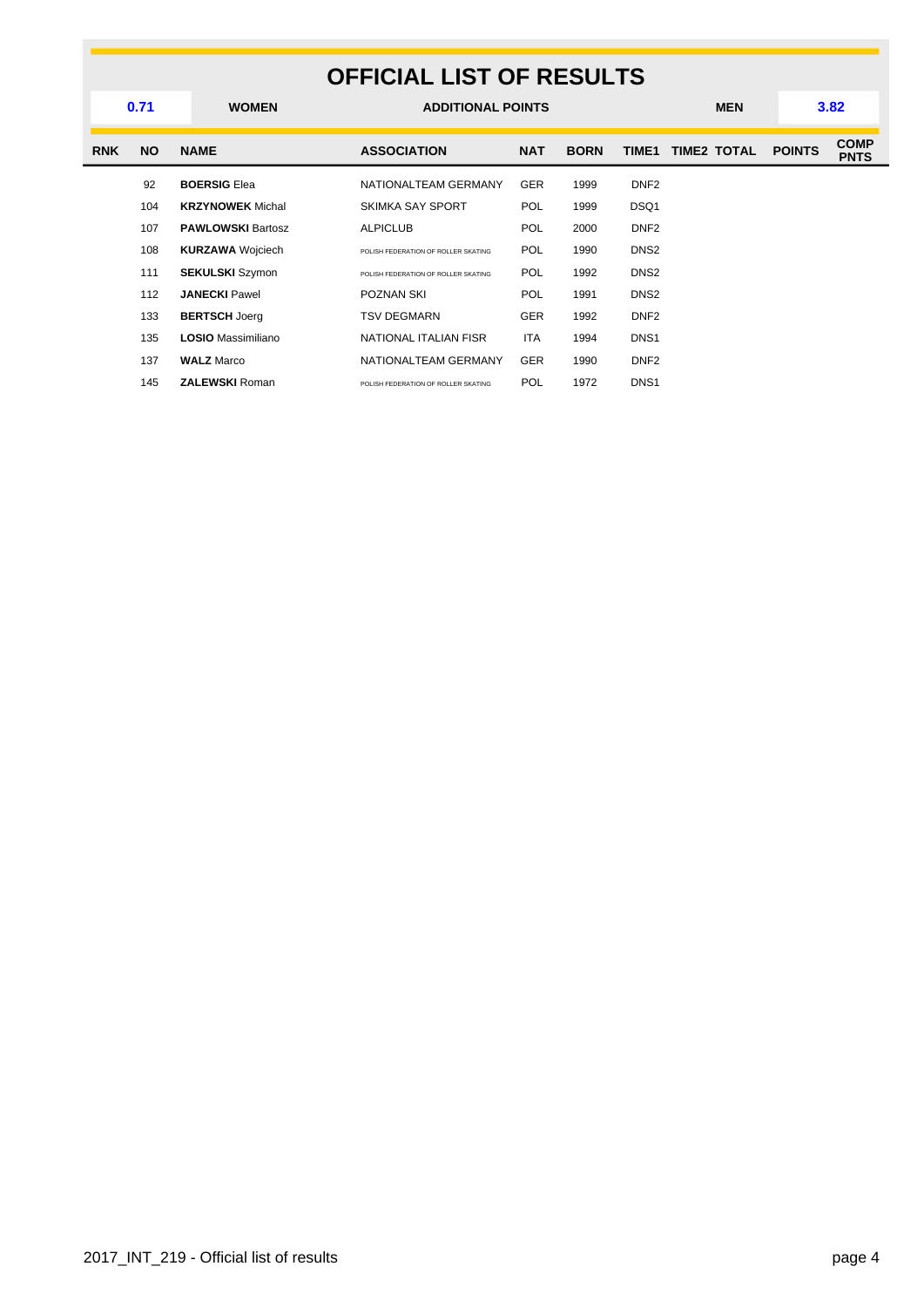# OFFICIAL LIST OF RESULTS

| 0.71 | WOMEN | ADDITIONAL POINTS | MEN | 3.82 |
|---|---|---|---|---|

| RNK | NO | NAME | ASSOCIATION | NAT | BORN | TIME1 | TIME2 | TOTAL | POINTS | COMP PNTS |
|---|---|---|---|---|---|---|---|---|---|---|
| | 92 | **BOERSIG** Elea | NATIONALTEAM GERMANY | GER | 1999 | DNF2 | | | | |
| | 104 | **KRZYNOWEK** Michal | SKIMKA SAY SPORT | POL | 1999 | DSQ1 | | | | |
| | 107 | **PAWLOWSKI** Bartosz | ALPICLUB | POL | 2000 | DNF2 | | | | |
| | 108 | **KURZAWA** Wojciech | POLISH FEDERATION OF ROLLER SKATING | POL | 1990 | DNS2 | | | | |
| | 111 | **SEKULSKI** Szymon | POLISH FEDERATION OF ROLLER SKATING | POL | 1992 | DNS2 | | | | |
| | 112 | **JANECKI** Pawel | POZNAN SKI | POL | 1991 | DNS2 | | | | |
| | 133 | **BERTSCH** Joerg | TSV DEGMARN | GER | 1992 | DNF2 | | | | |
| | 135 | **LOSIO** Massimiliano | NATIONAL ITALIAN FISR | ITA | 1994 | DNS1 | | | | |
| | 137 | **WALZ** Marco | NATIONALTEAM GERMANY | GER | 1990 | DNF2 | | | | |
| | 145 | **ZALEWSKI** Roman | POLISH FEDERATION OF ROLLER SKATING | POL | 1972 | DNS1 | | | | |

2017_INT_219 - Official list of results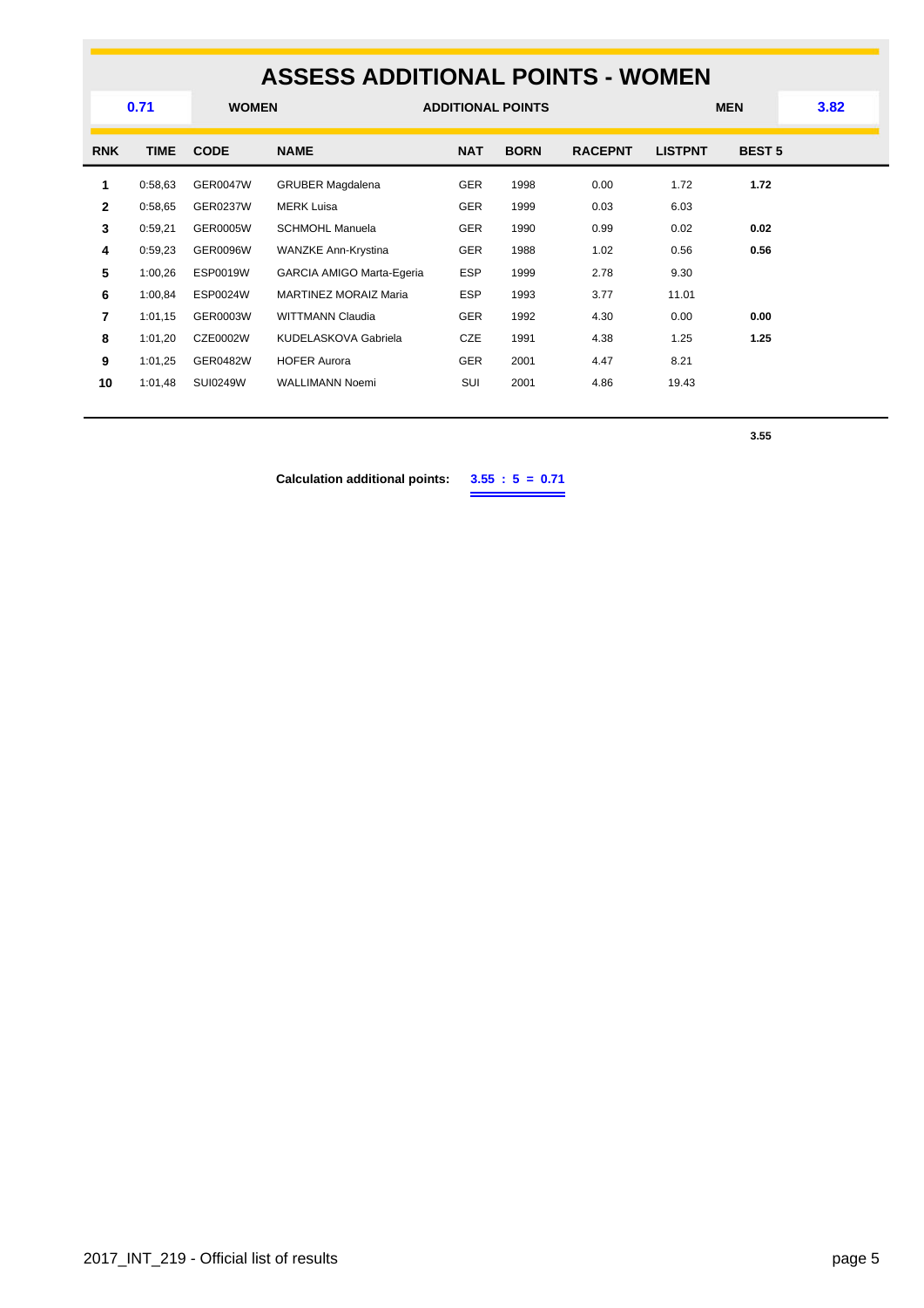# ASSESS ADDITIONAL POINTS - WOMEN

| 0.71 | WOMEN | ADDITIONAL POINTS | MEN | 3.82 |
|---|---|---|---|---|

| RNK | TIME | CODE | NAME | NAT | BORN | RACEPNT | LISTPNT | BEST 5 |
|---|---|---|---|---|---|---|---|---|
| **1** | 0:58,63 | GER0047W | GRUBER Magdalena | GER | 1998 | 0.00 | 1.72 | **1.72** |
| **2** | 0:58,65 | GER0237W | MERK Luisa | GER | 1999 | 0.03 | 6.03 | |
| **3** | 0:59,21 | GER0005W | SCHMOHL Manuela | GER | 1990 | 0.99 | 0.02 | **0.02** |
| **4** | 0:59,23 | GER0096W | WANZKE Ann-Krystina | GER | 1988 | 1.02 | 0.56 | **0.56** |
| **5** | 1:00,26 | ESP0019W | GARCIA AMIGO Marta-Egeria | ESP | 1999 | 2.78 | 9.30 | |
| **6** | 1:00,84 | ESP0024W | MARTINEZ MORAIZ Maria | ESP | 1993 | 3.77 | 11.01 | |
| **7** | 1:01,15 | GER0003W | WITTMANN Claudia | GER | 1992 | 4.30 | 0.00 | **0.00** |
| **8** | 1:01,20 | CZE0002W | KUDELASKOVA Gabriela | CZE | 1991 | 4.38 | 1.25 | **1.25** |
| **9** | 1:01,25 | GER0482W | HOFER Aurora | GER | 2001 | 4.47 | 8.21 | |
| **10** | 1:01,48 | SUI0249W | WALLIMANN Noemi | SUI | 2001 | 4.86 | 19.43 | |
| | | | | | | | | **3.55** |

**Calculation additional points:** **3.55 : 5 = 0.71**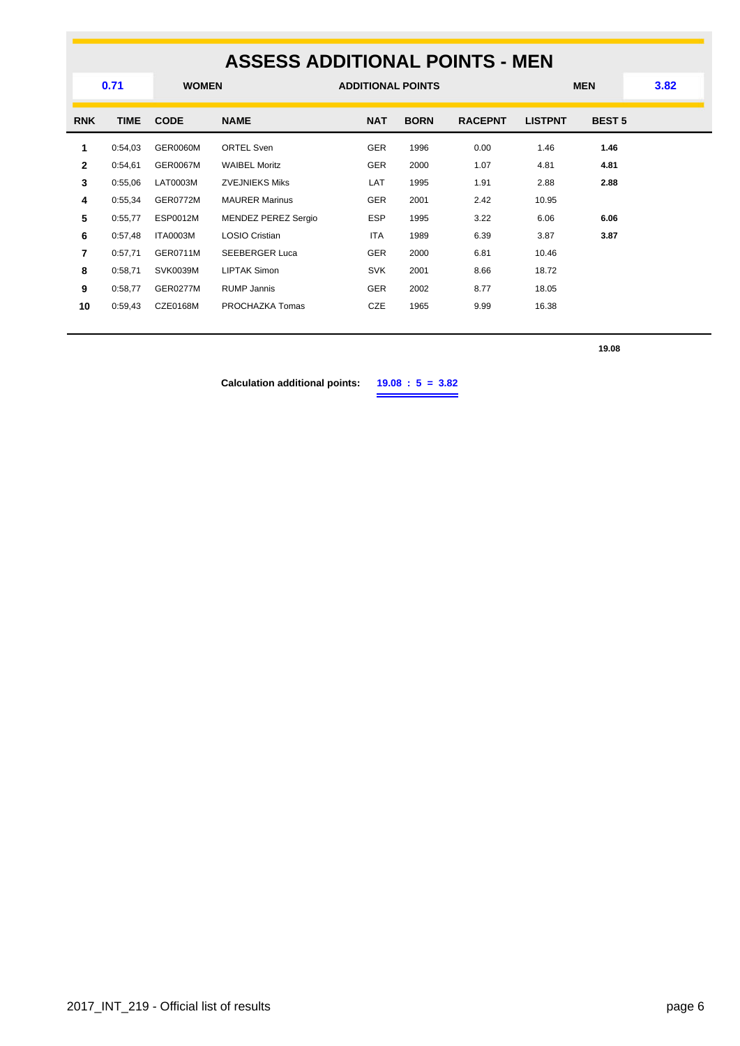# ASSESS ADDITIONAL POINTS - MEN

| 0.71 | WOMEN | ADDITIONAL POINTS | MEN | 3.82 |
|---|---|---|---|---|

| RNK | TIME | CODE | NAME | NAT | BORN | RACEPNT | LISTPNT | BEST 5 |
|---|---|---|---|---|---|---|---|---|
| 1 | 0:54,03 | GER0060M | ORTEL Sven | GER | 1996 | 0.00 | 1.46 | **1.46** |
| 2 | 0:54,61 | GER0067M | WAIBEL Moritz | GER | 2000 | 1.07 | 4.81 | **4.81** |
| 3 | 0:55,06 | LAT0003M | ZVEJNIEKS Miks | LAT | 1995 | 1.91 | 2.88 | **2.88** |
| 4 | 0:55,34 | GER0772M | MAURER Marinus | GER | 2001 | 2.42 | 10.95 | |
| 5 | 0:55,77 | ESP0012M | MENDEZ PEREZ Sergio | ESP | 1995 | 3.22 | 6.06 | **6.06** |
| 6 | 0:57,48 | ITA0003M | LOSIO Cristian | ITA | 1989 | 6.39 | 3.87 | **3.87** |
| 7 | 0:57,71 | GER0711M | SEEBERGER Luca | GER | 2000 | 6.81 | 10.46 | |
| 8 | 0:58,71 | SVK0039M | LIPTAK Simon | SVK | 2001 | 8.66 | 18.72 | |
| 9 | 0:58,77 | GER0277M | RUMP Jannis | GER | 2002 | 8.77 | 18.05 | |
| 10 | 0:59,43 | CZE0168M | PROCHAZKA Tomas | CZE | 1965 | 9.99 | 16.38 | |
| | | | | | | | | **19.08** |

**Calculation additional points:** **19.08 : 5 = 3.82**